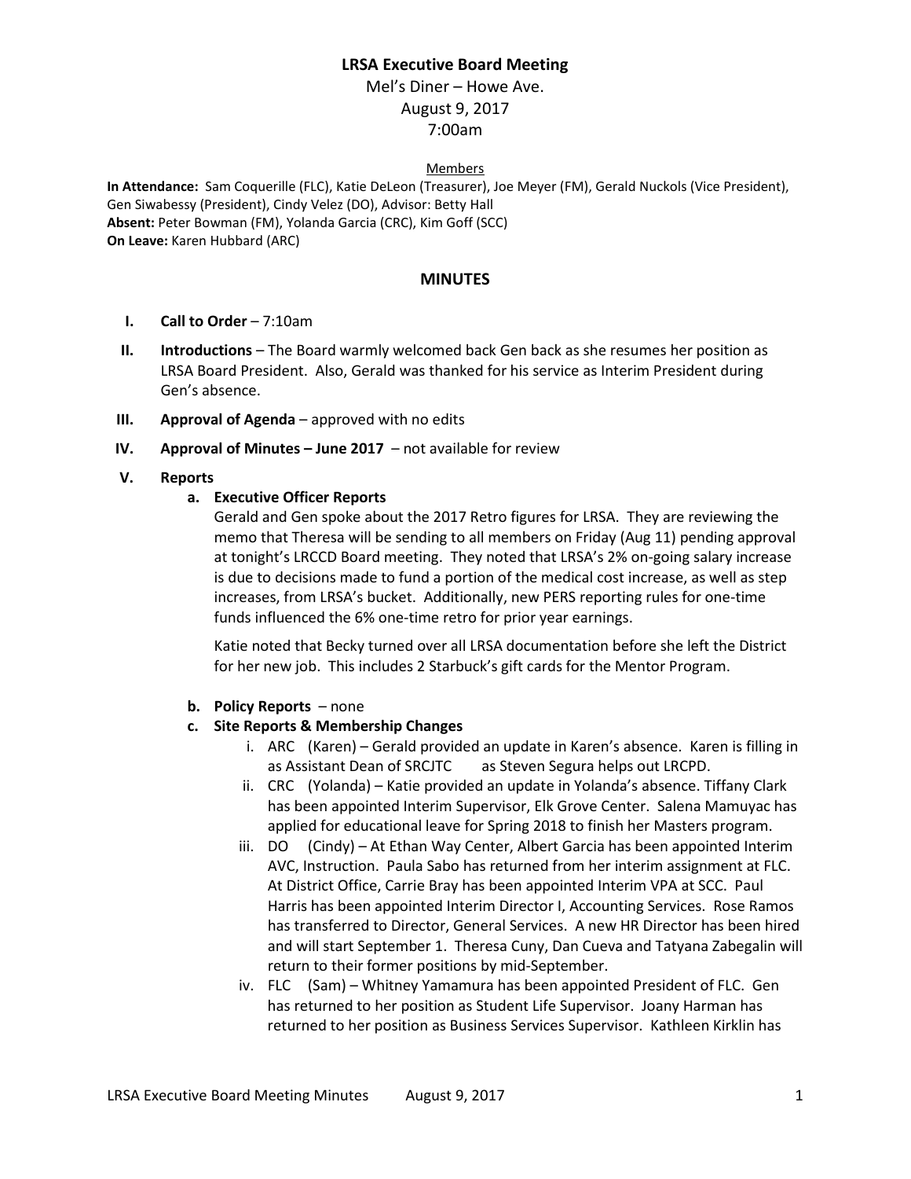# LRSA Executive Board Meeting

Mel's Diner – Howe Ave.
August 9, 2017
7:00am

Members

**In Attendance:** Sam Coquerille (FLC), Katie DeLeon (Treasurer), Joe Meyer (FM), Gerald Nuckols (Vice President), Gen Siwabessy (President), Cindy Velez (DO), Advisor: Betty Hall
**Absent:** Peter Bowman (FM), Yolanda Garcia (CRC), Kim Goff (SCC)
**On Leave:** Karen Hubbard (ARC)

## MINUTES

I. **Call to Order** – 7:10am

II. **Introductions** – The Board warmly welcomed back Gen back as she resumes her position as LRSA Board President. Also, Gerald was thanked for his service as Interim President during Gen's absence.

III. **Approval of Agenda** – approved with no edits

IV. **Approval of Minutes – June 2017** – not available for review

V. **Reports**

a. **Executive Officer Reports**

Gerald and Gen spoke about the 2017 Retro figures for LRSA. They are reviewing the memo that Theresa will be sending to all members on Friday (Aug 11) pending approval at tonight's LRCCD Board meeting. They noted that LRSA's 2% on-going salary increase is due to decisions made to fund a portion of the medical cost increase, as well as step increases, from LRSA's bucket. Additionally, new PERS reporting rules for one-time funds influenced the 6% one-time retro for prior year earnings.

Katie noted that Becky turned over all LRSA documentation before she left the District for her new job. This includes 2 Starbuck's gift cards for the Mentor Program.

b. **Policy Reports** – none

c. **Site Reports & Membership Changes**

i. ARC (Karen) – Gerald provided an update in Karen's absence. Karen is filling in as Assistant Dean of SRCJTC as Steven Segura helps out LRCPD.

ii. CRC (Yolanda) – Katie provided an update in Yolanda's absence. Tiffany Clark has been appointed Interim Supervisor, Elk Grove Center. Salena Mamuyac has applied for educational leave for Spring 2018 to finish her Masters program.

iii. DO (Cindy) – At Ethan Way Center, Albert Garcia has been appointed Interim AVC, Instruction. Paula Sabo has returned from her interim assignment at FLC. At District Office, Carrie Bray has been appointed Interim VPA at SCC. Paul Harris has been appointed Interim Director I, Accounting Services. Rose Ramos has transferred to Director, General Services. A new HR Director has been hired and will start September 1. Theresa Cuny, Dan Cueva and Tatyana Zabegalin will return to their former positions by mid-September.

iv. FLC (Sam) – Whitney Yamamura has been appointed President of FLC. Gen has returned to her position as Student Life Supervisor. Joany Harman has returned to her position as Business Services Supervisor. Kathleen Kirklin has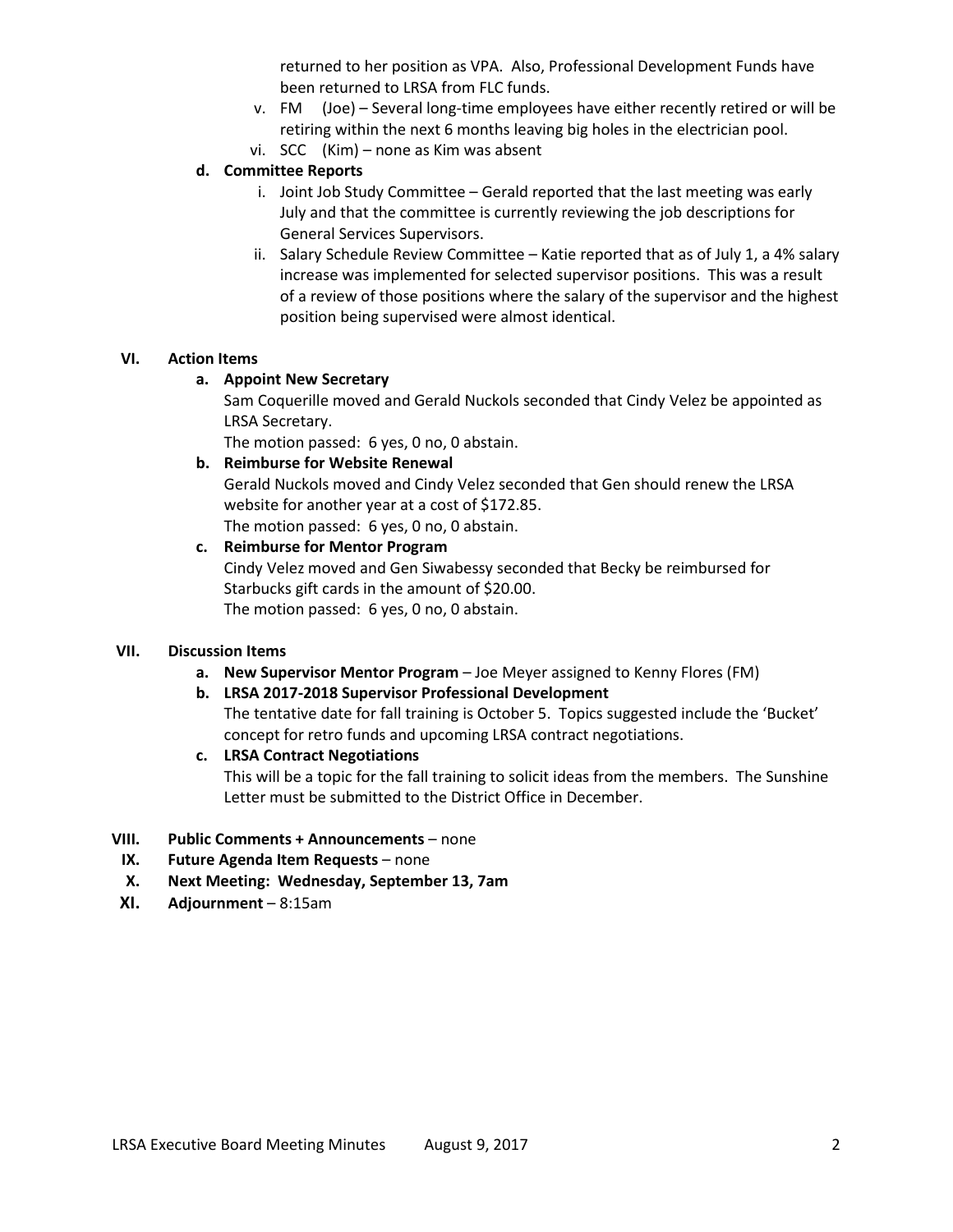returned to her position as VPA. Also, Professional Development Funds have been returned to LRSA from FLC funds.

v. FM (Joe) – Several long-time employees have either recently retired or will be retiring within the next 6 months leaving big holes in the electrician pool.

vi. SCC (Kim) – none as Kim was absent

**d. Committee Reports**

i. Joint Job Study Committee – Gerald reported that the last meeting was early July and that the committee is currently reviewing the job descriptions for General Services Supervisors.

ii. Salary Schedule Review Committee – Katie reported that as of July 1, a 4% salary increase was implemented for selected supervisor positions. This was a result of a review of those positions where the salary of the supervisor and the highest position being supervised were almost identical.

**VI. Action Items**

**a. Appoint New Secretary**

Sam Coquerille moved and Gerald Nuckols seconded that Cindy Velez be appointed as LRSA Secretary.
The motion passed: 6 yes, 0 no, 0 abstain.

**b. Reimburse for Website Renewal**

Gerald Nuckols moved and Cindy Velez seconded that Gen should renew the LRSA website for another year at a cost of $172.85.
The motion passed: 6 yes, 0 no, 0 abstain.

**c. Reimburse for Mentor Program**

Cindy Velez moved and Gen Siwabessy seconded that Becky be reimbursed for Starbucks gift cards in the amount of $20.00.
The motion passed: 6 yes, 0 no, 0 abstain.

**VII. Discussion Items**

**a. New Supervisor Mentor Program** – Joe Meyer assigned to Kenny Flores (FM)

**b. LRSA 2017-2018 Supervisor Professional Development**

The tentative date for fall training is October 5. Topics suggested include the 'Bucket' concept for retro funds and upcoming LRSA contract negotiations.

**c. LRSA Contract Negotiations**

This will be a topic for the fall training to solicit ideas from the members. The Sunshine Letter must be submitted to the District Office in December.

**VIII. Public Comments + Announcements** – none

**IX. Future Agenda Item Requests** – none

**X. Next Meeting: Wednesday, September 13, 7am**

**XI. Adjournment** – 8:15am